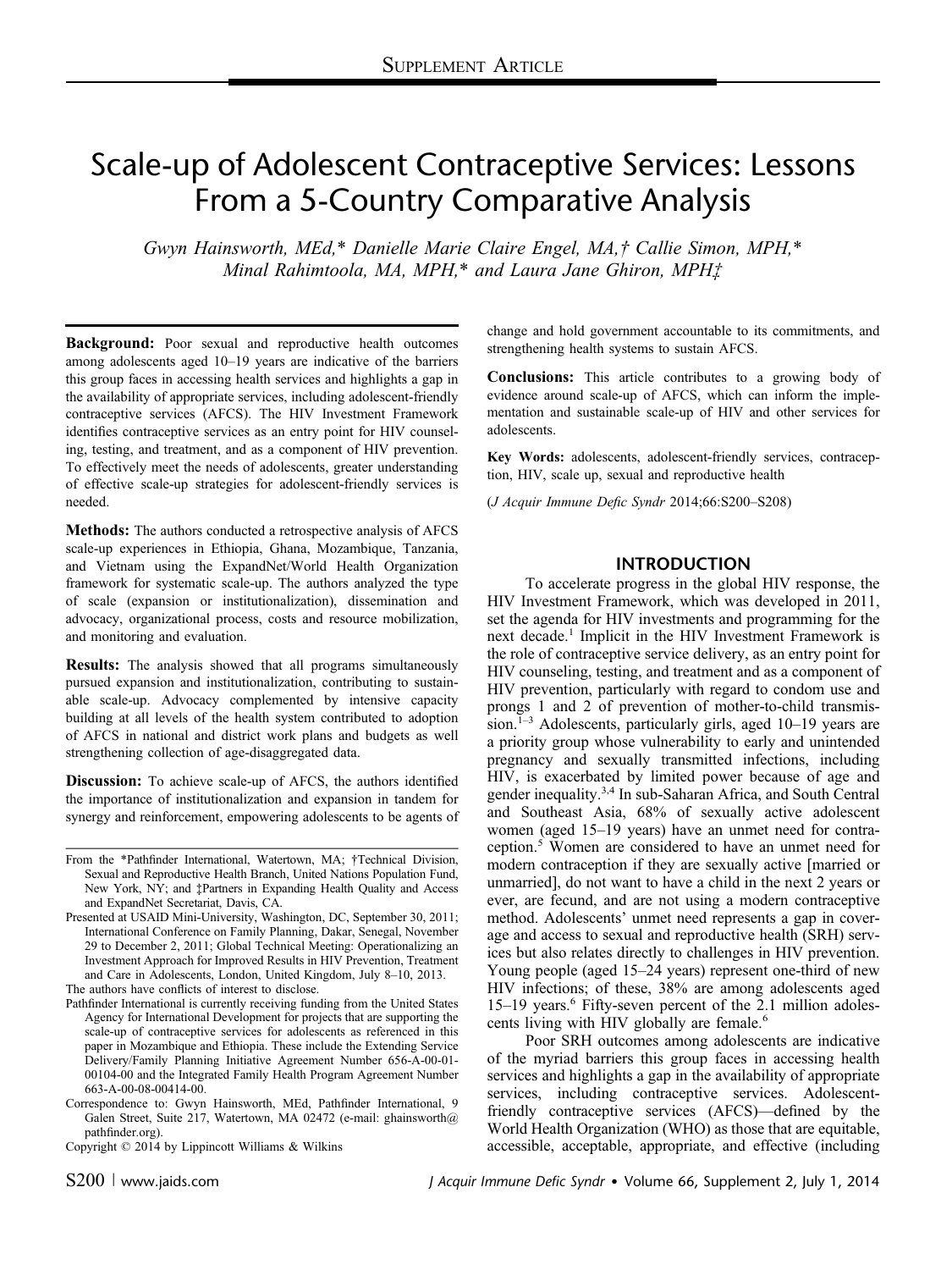# Scale-up of Adolescent Contraceptive Services: Lessons From a 5-Country Comparative Analysis

*Gwyn Hainsworth, MEd,\* Danielle Marie Claire Engel, MA,† Callie Simon, MPH,\* Minal Rahimtoola, MA, MPH,\* and Laura Jane Ghiron, MPH‡*

**Background:** Poor sexual and reproductive health outcomes among adolescents aged 10–19 years are indicative of the barriers this group faces in accessing health services and highlights a gap in the availability of appropriate services, including adolescent-friendly contraceptive services (AFCS). The HIV Investment Framework identifies contraceptive services as an entry point for HIV counseling, testing, and treatment, and as a component of HIV prevention. To effectively meet the needs of adolescents, greater understanding of effective scale-up strategies for adolescent-friendly services is needed.

**Methods:** The authors conducted a retrospective analysis of AFCS scale-up experiences in Ethiopia, Ghana, Mozambique, Tanzania, and Vietnam using the ExpandNet/World Health Organization framework for systematic scale-up. The authors analyzed the type of scale (expansion or institutionalization), dissemination and advocacy, organizational process, costs and resource mobilization, and monitoring and evaluation.

**Results:** The analysis showed that all programs simultaneously pursued expansion and institutionalization, contributing to sustainable scale-up. Advocacy complemented by intensive capacity building at all levels of the health system contributed to adoption of AFCS in national and district work plans and budgets as well strengthening collection of age-disaggregated data.

**Discussion:** To achieve scale-up of AFCS, the authors identified the importance of institutionalization and expansion in tandem for synergy and reinforcement, empowering adolescents to be agents of change and hold government accountable to its commitments, and strengthening health systems to sustain AFCS.

**Conclusions:** This article contributes to a growing body of evidence around scale-up of AFCS, which can inform the implementation and sustainable scale-up of HIV and other services for adolescents.

**Key Words:** adolescents, adolescent-friendly services, contraception, HIV, scale up, sexual and reproductive health

(*J Acquir Immune Defic Syndr* 2014;66:S200–S208)

From the \*Pathfinder International, Watertown, MA; †Technical Division, Sexual and Reproductive Health Branch, United Nations Population Fund, New York, NY; and ‡Partners in Expanding Health Quality and Access and ExpandNet Secretariat, Davis, CA.

Presented at USAID Mini-University, Washington, DC, September 30, 2011; International Conference on Family Planning, Dakar, Senegal, November 29 to December 2, 2011; Global Technical Meeting: Operationalizing an Investment Approach for Improved Results in HIV Prevention, Treatment and Care in Adolescents, London, United Kingdom, July 8–10, 2013.

The authors have conflicts of interest to disclose.

Pathfinder International is currently receiving funding from the United States Agency for International Development for projects that are supporting the scale-up of contraceptive services for adolescents as referenced in this paper in Mozambique and Ethiopia. These include the Extending Service Delivery/Family Planning Initiative Agreement Number 656-A-00-01-00104-00 and the Integrated Family Health Program Agreement Number 663-A-00-08-00414-00.

Correspondence to: Gwyn Hainsworth, MEd, Pathfinder International, 9 Galen Street, Suite 217, Watertown, MA 02472 (e-mail: ghainsworth@pathfinder.org).

Copyright © 2014 by Lippincott Williams & Wilkins

## INTRODUCTION

To accelerate progress in the global HIV response, the HIV Investment Framework, which was developed in 2011, set the agenda for HIV investments and programming for the next decade.[1] Implicit in the HIV Investment Framework is the role of contraceptive service delivery, as an entry point for HIV counseling, testing, and treatment and as a component of HIV prevention, particularly with regard to condom use and prongs 1 and 2 of prevention of mother-to-child transmission.[1–3] Adolescents, particularly girls, aged 10–19 years are a priority group whose vulnerability to early and unintended pregnancy and sexually transmitted infections, including HIV, is exacerbated by limited power because of age and gender inequality.[3,4] In sub-Saharan Africa, and South Central and Southeast Asia, 68% of sexually active adolescent women (aged 15–19 years) have an unmet need for contraception.[5] Women are considered to have an unmet need for modern contraception if they are sexually active [married or unmarried], do not want to have a child in the next 2 years or ever, are fecund, and are not using a modern contraceptive method. Adolescents' unmet need represents a gap in coverage and access to sexual and reproductive health (SRH) services but also relates directly to challenges in HIV prevention. Young people (aged 15–24 years) represent one-third of new HIV infections; of these, 38% are among adolescents aged 15–19 years.[6] Fifty-seven percent of the 2.1 million adolescents living with HIV globally are female.[6]

Poor SRH outcomes among adolescents are indicative of the myriad barriers this group faces in accessing health services and highlights a gap in the availability of appropriate services, including contraceptive services. Adolescent-friendly contraceptive services (AFCS)—defined by the World Health Organization (WHO) as those that are equitable, accessible, acceptable, appropriate, and effective (including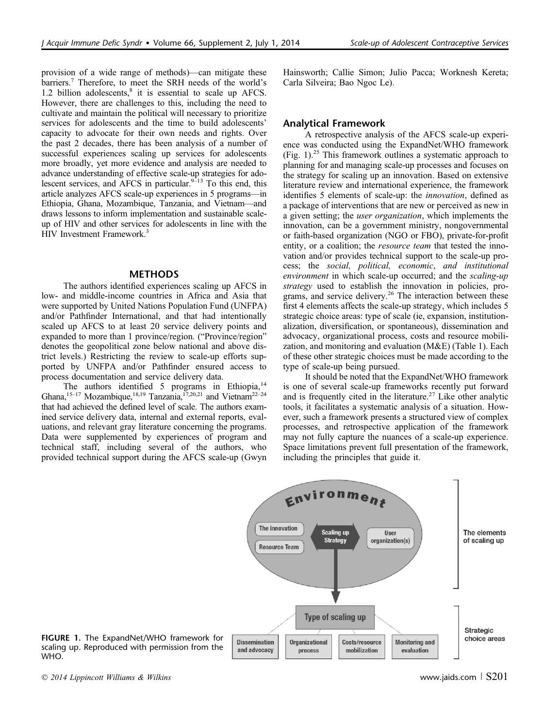provision of a wide range of methods)—can mitigate these barriers.[7] Therefore, to meet the SRH needs of the world's 1.2 billion adolescents,[8] it is essential to scale up AFCS. However, there are challenges to this, including the need to cultivate and maintain the political will necessary to prioritize services for adolescents and the time to build adolescents' capacity to advocate for their own needs and rights. Over the past 2 decades, there has been analysis of a number of successful experiences scaling up services for adolescents more broadly, yet more evidence and analysis are needed to advance understanding of effective scale-up strategies for adolescent services, and AFCS in particular.[9–13] To this end, this article analyzes AFCS scale-up experiences in 5 programs—in Ethiopia, Ghana, Mozambique, Tanzania, and Vietnam—and draws lessons to inform implementation and sustainable scale-up of HIV and other services for adolescents in line with the HIV Investment Framework.[3]

## METHODS

The authors identified experiences scaling up AFCS in low- and middle-income countries in Africa and Asia that were supported by United Nations Population Fund (UNFPA) and/or Pathfinder International, and that had intentionally scaled up AFCS to at least 20 service delivery points and expanded to more than 1 province/region. ("Province/region" denotes the geopolitical zone below national and above district levels.) Restricting the review to scale-up efforts supported by UNFPA and/or Pathfinder ensured access to process documentation and service delivery data.

The authors identified 5 programs in Ethiopia,[14] Ghana,[15–17] Mozambique,[18,19] Tanzania,[17,20,21] and Vietnam[22–24] that had achieved the defined level of scale. The authors examined service delivery data, internal and external reports, evaluations, and relevant gray literature concerning the programs. Data were supplemented by experiences of program and technical staff, including several of the authors, who provided technical support during the AFCS scale-up (Gwyn Hainsworth; Callie Simon; Julio Pacca; Worknesh Kereta; Carla Silveira; Bao Ngoc Le).

### Analytical Framework

A retrospective analysis of the AFCS scale-up experience was conducted using the ExpandNet/WHO framework (Fig. 1).[25] This framework outlines a systematic approach to planning for and managing scale-up processes and focuses on the strategy for scaling up an innovation. Based on extensive literature review and international experience, the framework identifies 5 elements of scale-up: the *innovation*, defined as a package of interventions that are new or perceived as new in a given setting; the *user organization*, which implements the innovation, can be a government ministry, nongovernmental or faith-based organization (NGO or FBO), private-for-profit entity, or a coalition; the *resource team* that tested the innovation and/or provides technical support to the scale-up process; the *social, political, economic, and institutional environment* in which scale-up occurred; and the *scaling-up strategy* used to establish the innovation in policies, programs, and service delivery.[26] The interaction between these first 4 elements affects the scale-up strategy, which includes 5 strategic choice areas: type of scale (ie, expansion, institutionalization, diversification, or spontaneous), dissemination and advocacy, organizational process, costs and resource mobilization, and monitoring and evaluation (M&E) (Table 1). Each of these other strategic choices must be made according to the type of scale-up being pursued.

It should be noted that the ExpandNet/WHO framework is one of several scale-up frameworks recently put forward and is frequently cited in the literature.[27] Like other analytic tools, it facilitates a systematic analysis of a situation. However, such a framework presents a structured view of complex processes, and retrospective application of the framework may not fully capture the nuances of a scale-up experience. Space limitations prevent full presentation of the framework, including the principles that guide it.

**FIGURE 1.** The ExpandNet/WHO framework for scaling up. Reproduced with permission from the WHO.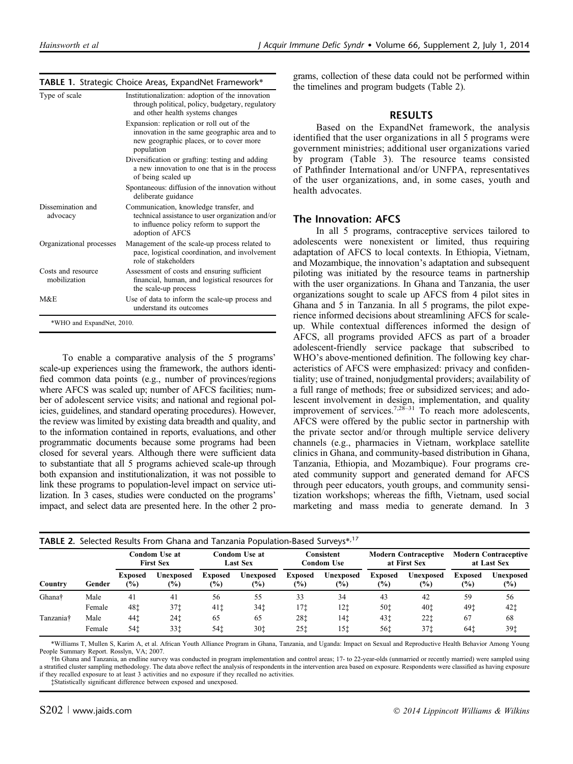**TABLE 1.** Strategic Choice Areas, ExpandNet Framework*

| | |
|---|---|
| Type of scale | Institutionalization: adoption of the innovation through political, policy, budgetary, regulatory and other health systems changes |
| | Expansion: replication or roll out of the innovation in the same geographic area and to new geographic places, or to cover more population |
| | Diversification or grafting: testing and adding a new innovation to one that is in the process of being scaled up |
| | Spontaneous: diffusion of the innovation without deliberate guidance |
| Dissemination and advocacy | Communication, knowledge transfer, and technical assistance to user organization and/or to influence policy reform to support the adoption of AFCS |
| Organizational processes | Management of the scale-up process related to pace, logistical coordination, and involvement role of stakeholders |
| Costs and resource mobilization | Assessment of costs and ensuring sufficient financial, human, and logistical resources for the scale-up process |
| M&E | Use of data to inform the scale-up process and understand its outcomes |

*WHO and ExpandNet, 2010.

To enable a comparative analysis of the 5 programs' scale-up experiences using the framework, the authors identified common data points (e.g., number of provinces/regions where AFCS was scaled up; number of AFCS facilities; number of adolescent service visits; and national and regional policies, guidelines, and standard operating procedures). However, the review was limited by existing data breadth and quality, and to the information contained in reports, evaluations, and other programmatic documents because some programs had been closed for several years. Although there were sufficient data to substantiate that all 5 programs achieved scale-up through both expansion and institutionalization, it was not possible to link these programs to population-level impact on service utilization. In 3 cases, studies were conducted on the programs' impact, and select data are presented here. In the other 2 programs, collection of these data could not be performed within the timelines and program budgets (Table 2).

## RESULTS

Based on the ExpandNet framework, the analysis identified that the user organizations in all 5 programs were government ministries; additional user organizations varied by program (Table 3). The resource teams consisted of Pathfinder International and/or UNFPA, representatives of the user organizations, and, in some cases, youth and health advocates.

### The Innovation: AFCS

In all 5 programs, contraceptive services tailored to adolescents were nonexistent or limited, thus requiring adaptation of AFCS to local contexts. In Ethiopia, Vietnam, and Mozambique, the innovation's adaptation and subsequent piloting was initiated by the resource teams in partnership with the user organizations. In Ghana and Tanzania, the user organizations sought to scale up AFCS from 4 pilot sites in Ghana and 5 in Tanzania. In all 5 programs, the pilot experience informed decisions about streamlining AFCS for scale-up. While contextual differences informed the design of AFCS, all programs provided AFCS as part of a broader adolescent-friendly service package that subscribed to WHO's above-mentioned definition. The following key characteristics of AFCS were emphasized: privacy and confidentiality; use of trained, nonjudgmental providers; availability of a full range of methods; free or subsidized services; and adolescent involvement in design, implementation, and quality improvement of services.[7,28–31] To reach more adolescents, AFCS were offered by the public sector in partnership with the private sector and/or through multiple service delivery channels (e.g., pharmacies in Vietnam, workplace satellite clinics in Ghana, and community-based distribution in Ghana, Tanzania, Ethiopia, and Mozambique). Four programs created community support and generated demand for AFCS through peer educators, youth groups, and community sensitization workshops; whereas the fifth, Vietnam, used social marketing and mass media to generate demand. In 3

**TABLE 2.** Selected Results From Ghana and Tanzania Population-Based Surveys*,[17]

| | | Condom Use at First Sex | | Condom Use at Last Sex | | Consistent Condom Use | | Modern Contraceptive at First Sex | | Modern Contraceptive at Last Sex | |
|---|---|---|---|---|---|---|---|---|---|---|---|
| Country | Gender | Exposed (%) | Unexposed (%) | Exposed (%) | Unexposed (%) | Exposed (%) | Unexposed (%) | Exposed (%) | Unexposed (%) | Exposed (%) | Unexposed (%) |
| Ghana† | Male | 41 | 41 | 56 | 55 | 33 | 34 | 43 | 42 | 59 | 56 |
| | Female | 48‡ | 37‡ | 41‡ | 34‡ | 17‡ | 12‡ | 50‡ | 40‡ | 49‡ | 42‡ |
| Tanzania† | Male | 44‡ | 24‡ | 65 | 65 | 28‡ | 14‡ | 43‡ | 22‡ | 67 | 68 |
| | Female | 54‡ | 33‡ | 54‡ | 30‡ | 25‡ | 15‡ | 56‡ | 37‡ | 64‡ | 39‡ |

*Williams T, Mullen S, Karim A, et al. African Youth Alliance Program in Ghana, Tanzania, and Uganda: Impact on Sexual and Reproductive Health Behavior Among Young People Summary Report. Rosslyn, VA; 2007.

†In Ghana and Tanzania, an endline survey was conducted in program implementation and control areas; 17- to 22-year-olds (unmarried or recently married) were sampled using a stratified cluster sampling methodology. The data above reflect the analysis of respondents in the intervention area based on exposure. Respondents were classified as having exposure if they recalled exposure to at least 3 activities and no exposure if they recalled no activities.

‡Statistically significant difference between exposed and unexposed.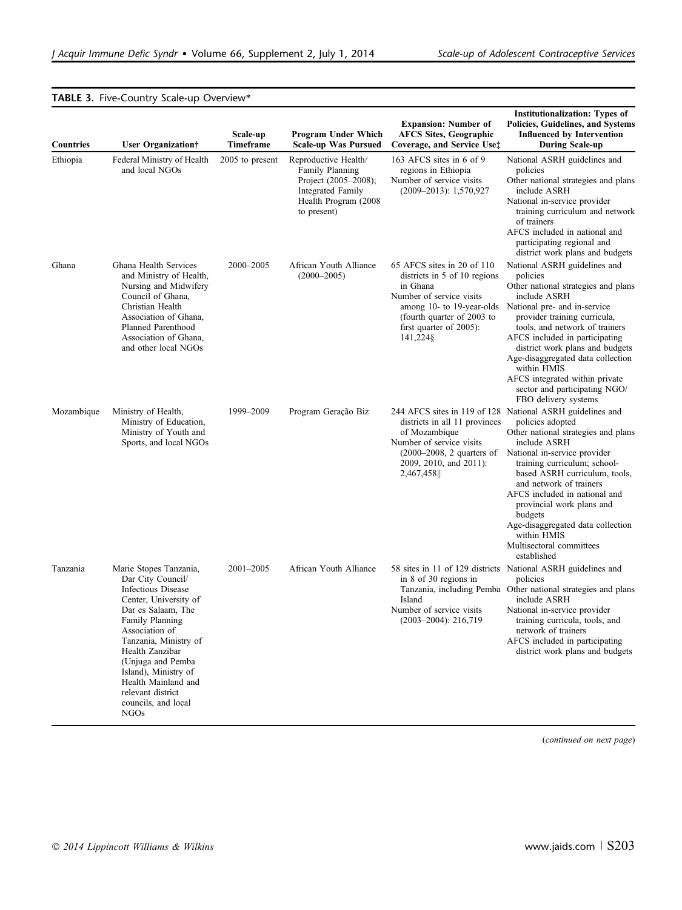**TABLE 3.** Five-Country Scale-up Overview*

| Countries | User Organization† | Scale-up Timeframe | Program Under Which Scale-up Was Pursued | Expansion: Number of AFCS Sites, Geographic Coverage, and Service Use‡ | Institutionalization: Types of Policies, Guidelines, and Systems Influenced by Intervention During Scale-up |
|---|---|---|---|---|---|
| Ethiopia | Federal Ministry of Health and local NGOs | 2005 to present | Reproductive Health/ Family Planning Project (2005–2008); Integrated Family Health Program (2008 to present) | 163 AFCS sites in 6 of 9 regions in Ethiopia<br>Number of service visits (2009–2013): 1,570,927 | National ASRH guidelines and policies<br>Other national strategies and plans include ASRH<br>National in-service provider training curriculum and network of trainers<br>AFCS included in national and participating regional and district work plans and budgets |
| Ghana | Ghana Health Services and Ministry of Health, Nursing and Midwifery Council of Ghana, Christian Health Association of Ghana, Planned Parenthood Association of Ghana, and other local NGOs | 2000–2005 | African Youth Alliance (2000–2005) | 65 AFCS sites in 20 of 110 districts in 5 of 10 regions in Ghana<br>Number of service visits among 10- to 19-year-olds (fourth quarter of 2003 to first quarter of 2005): 141,224§ | National ASRH guidelines and policies<br>Other national strategies and plans include ASRH<br>National pre- and in-service provider training curricula, tools, and network of trainers<br>AFCS included in participating district work plans and budgets<br>Age-disaggregated data collection within HMIS<br>AFCS integrated within private sector and participating NGO/ FBO delivery systems |
| Mozambique | Ministry of Health, Ministry of Education, Ministry of Youth and Sports, and local NGOs | 1999–2009 | Program Geração Biz | 244 AFCS sites in 119 of 128 districts in all 11 provinces of Mozambique<br>Number of service visits (2000–2008, 2 quarters of 2009, 2010, and 2011): 2,467,458‖ | National ASRH guidelines and policies adopted<br>Other national strategies and plans include ASRH<br>National in-service provider training curriculum; school-based ASRH curriculum, tools, and network of trainers<br>AFCS included in national and provincial work plans and budgets<br>Age-disaggregated data collection within HMIS<br>Multisectoral committees established |
| Tanzania | Marie Stopes Tanzania, Dar City Council/ Infectious Disease Center, University of Dar es Salaam, The Family Planning Association of Tanzania, Ministry of Health Zanzibar (Unjuga and Pemba Island), Ministry of Health Mainland and relevant district councils, and local NGOs | 2001–2005 | African Youth Alliance | 58 sites in 11 of 129 districts in 8 of 30 regions in Tanzania, including Pemba Island<br>Number of service visits (2003–2004): 216,719 | National ASRH guidelines and policies<br>Other national strategies and plans include ASRH<br>National in-service provider training curricula, tools, and network of trainers<br>AFCS included in participating district work plans and budgets |

(*continued on next page*)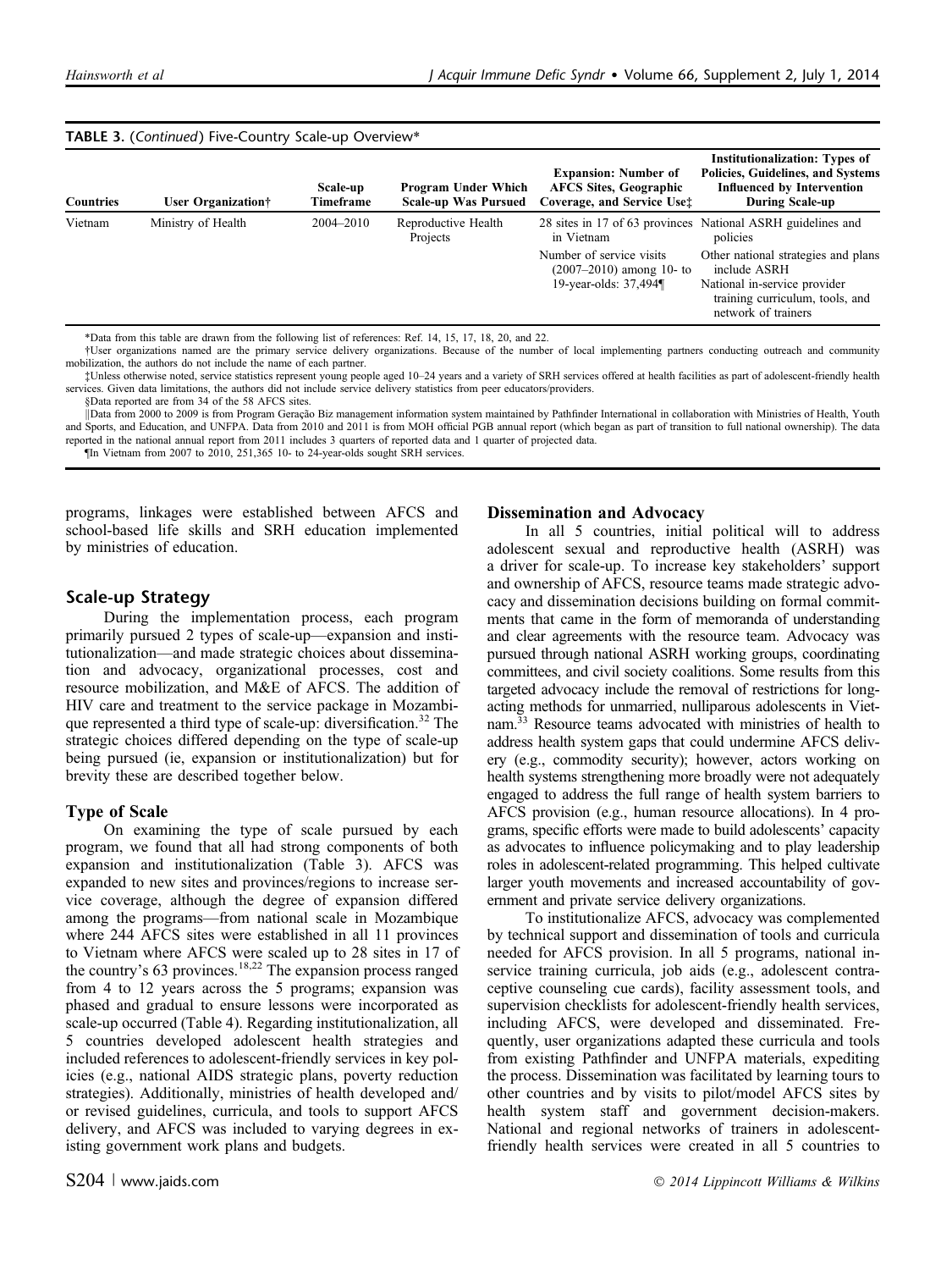**TABLE 3.** (*Continued*) Five-Country Scale-up Overview*

| Countries | User Organization† | Scale-up Timeframe | Program Under Which Scale-up Was Pursued | Expansion: Number of AFCS Sites, Geographic Coverage, and Service Use‡ | Institutionalization: Types of Policies, Guidelines, and Systems Influenced by Intervention During Scale-up |
|---|---|---|---|---|---|
| Vietnam | Ministry of Health | 2004–2010 | Reproductive Health Projects | 28 sites in 17 of 63 provinces in Vietnam | National ASRH guidelines and policies |
| | | | | Number of service visits (2007–2010) among 10- to 19-year-olds: 37,494¶ | Other national strategies and plans include ASRH |
| | | | | | National in-service provider training curriculum, tools, and network of trainers |

*Data from this table are drawn from the following list of references: Ref. 14, 15, 17, 18, 20, and 22.

†User organizations named are the primary service delivery organizations. Because of the number of local implementing partners conducting outreach and community mobilization, the authors do not include the name of each partner.

‡Unless otherwise noted, service statistics represent young people aged 10–24 years and a variety of SRH services offered at health facilities as part of adolescent-friendly health services. Given data limitations, the authors did not include service delivery statistics from peer educators/providers.

§Data reported are from 34 of the 58 AFCS sites.

‖Data from 2000 to 2009 is from Program Geração Biz management information system maintained by Pathfinder International in collaboration with Ministries of Health, Youth and Sports, and Education, and UNFPA. Data from 2010 and 2011 is from MOH official PGB annual report (which began as part of transition to full national ownership). The data reported in the national annual report from 2011 includes 3 quarters of reported data and 1 quarter of projected data.

¶In Vietnam from 2007 to 2010, 251,365 10- to 24-year-olds sought SRH services.

programs, linkages were established between AFCS and school-based life skills and SRH education implemented by ministries of education.

## Scale-up Strategy

During the implementation process, each program primarily pursued 2 types of scale-up—expansion and institutionalization—and made strategic choices about dissemination and advocacy, organizational processes, cost and resource mobilization, and M&E of AFCS. The addition of HIV care and treatment to the service package in Mozambique represented a third type of scale-up: diversification.[32] The strategic choices differed depending on the type of scale-up being pursued (ie, expansion or institutionalization) but for brevity these are described together below.

### Type of Scale

On examining the type of scale pursued by each program, we found that all had strong components of both expansion and institutionalization (Table 3). AFCS was expanded to new sites and provinces/regions to increase service coverage, although the degree of expansion differed among the programs—from national scale in Mozambique where 244 AFCS sites were established in all 11 provinces to Vietnam where AFCS were scaled up to 28 sites in 17 of the country's 63 provinces.[18,22] The expansion process ranged from 4 to 12 years across the 5 programs; expansion was phased and gradual to ensure lessons were incorporated as scale-up occurred (Table 4). Regarding institutionalization, all 5 countries developed adolescent health strategies and included references to adolescent-friendly services in key policies (e.g., national AIDS strategic plans, poverty reduction strategies). Additionally, ministries of health developed and/or revised guidelines, curricula, and tools to support AFCS delivery, and AFCS was included to varying degrees in existing government work plans and budgets.

### Dissemination and Advocacy

In all 5 countries, initial political will to address adolescent sexual and reproductive health (ASRH) was a driver for scale-up. To increase key stakeholders' support and ownership of AFCS, resource teams made strategic advocacy and dissemination decisions building on formal commitments that came in the form of memoranda of understanding and clear agreements with the resource team. Advocacy was pursued through national ASRH working groups, coordinating committees, and civil society coalitions. Some results from this targeted advocacy include the removal of restrictions for long-acting methods for unmarried, nulliparous adolescents in Vietnam.[33] Resource teams advocated with ministries of health to address health system gaps that could undermine AFCS delivery (e.g., commodity security); however, actors working on health systems strengthening more broadly were not adequately engaged to address the full range of health system barriers to AFCS provision (e.g., human resource allocations). In 4 programs, specific efforts were made to build adolescents' capacity as advocates to influence policymaking and to play leadership roles in adolescent-related programming. This helped cultivate larger youth movements and increased accountability of government and private service delivery organizations.

To institutionalize AFCS, advocacy was complemented by technical support and dissemination of tools and curricula needed for AFCS provision. In all 5 programs, national in-service training curricula, job aids (e.g., adolescent contraceptive counseling cue cards), facility assessment tools, and supervision checklists for adolescent-friendly health services, including AFCS, were developed and disseminated. Frequently, user organizations adapted these curricula and tools from existing Pathfinder and UNFPA materials, expediting the process. Dissemination was facilitated by learning tours to other countries and by visits to pilot/model AFCS sites by health system staff and government decision-makers. National and regional networks of trainers in adolescent-friendly health services were created in all 5 countries to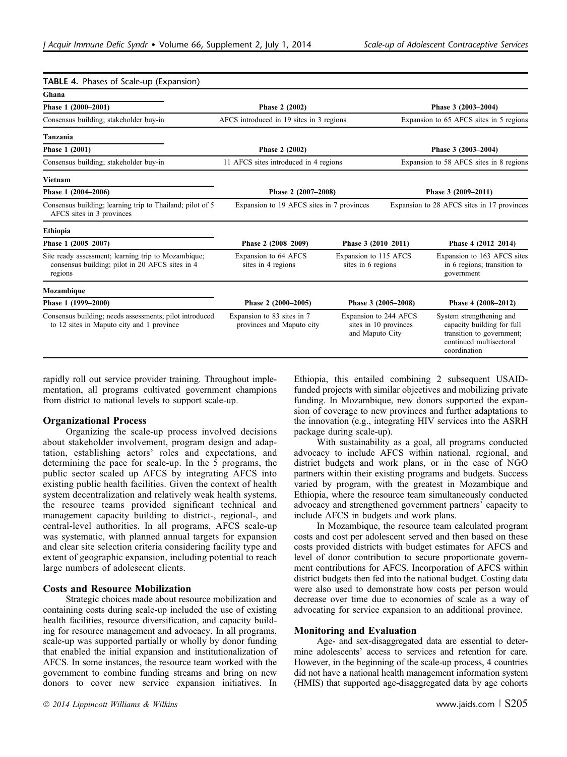**TABLE 4.** Phases of Scale-up (Expansion)

| | | | |
|---|---|---|---|
| **Ghana** | | | |
| **Phase 1 (2000–2001)** | **Phase 2 (2002)** | | **Phase 3 (2003–2004)** |
| Consensus building; stakeholder buy-in | AFCS introduced in 19 sites in 3 regions | | Expansion to 65 AFCS sites in 5 regions |
| **Tanzania** | | | |
| **Phase 1 (2001)** | **Phase 2 (2002)** | | **Phase 3 (2003–2004)** |
| Consensus building; stakeholder buy-in | 11 AFCS sites introduced in 4 regions | | Expansion to 58 AFCS sites in 8 regions |
| **Vietnam** | | | |
| **Phase 1 (2004–2006)** | **Phase 2 (2007–2008)** | | **Phase 3 (2009–2011)** |
| Consensus building; learning trip to Thailand; pilot of 5 AFCS sites in 3 provinces | Expansion to 19 AFCS sites in 7 provinces | | Expansion to 28 AFCS sites in 17 provinces |
| **Ethiopia** | | | |
| **Phase 1 (2005–2007)** | **Phase 2 (2008–2009)** | **Phase 3 (2010–2011)** | **Phase 4 (2012–2014)** |
| Site ready assessment; learning trip to Mozambique; consensus building; pilot in 20 AFCS sites in 4 regions | Expansion to 64 AFCS sites in 4 regions | Expansion to 115 AFCS sites in 6 regions | Expansion to 163 AFCS sites in 6 regions; transition to government |
| **Mozambique** | | | |
| **Phase 1 (1999–2000)** | **Phase 2 (2000–2005)** | **Phase 3 (2005–2008)** | **Phase 4 (2008–2012)** |
| Consensus building; needs assessments; pilot introduced to 12 sites in Maputo city and 1 province | Expansion to 83 sites in 7 provinces and Maputo city | Expansion to 244 AFCS sites in 10 provinces and Maputo City | System strengthening and capacity building for full transition to government; continued multisectoral coordination |

rapidly roll out service provider training. Throughout implementation, all programs cultivated government champions from district to national levels to support scale-up.

### Organizational Process

Organizing the scale-up process involved decisions about stakeholder involvement, program design and adaptation, establishing actors' roles and expectations, and determining the pace for scale-up. In the 5 programs, the public sector scaled up AFCS by integrating AFCS into existing public health facilities. Given the context of health system decentralization and relatively weak health systems, the resource teams provided significant technical and management capacity building to district-, regional-, and central-level authorities. In all programs, AFCS scale-up was systematic, with planned annual targets for expansion and clear site selection criteria considering facility type and extent of geographic expansion, including potential to reach large numbers of adolescent clients.

### Costs and Resource Mobilization

Strategic choices made about resource mobilization and containing costs during scale-up included the use of existing health facilities, resource diversification, and capacity building for resource management and advocacy. In all programs, scale-up was supported partially or wholly by donor funding that enabled the initial expansion and institutionalization of AFCS. In some instances, the resource team worked with the government to combine funding streams and bring on new donors to cover new service expansion initiatives. In Ethiopia, this entailed combining 2 subsequent USAID-funded projects with similar objectives and mobilizing private funding. In Mozambique, new donors supported the expansion of coverage to new provinces and further adaptations to the innovation (e.g., integrating HIV services into the ASRH package during scale-up).

With sustainability as a goal, all programs conducted advocacy to include AFCS within national, regional, and district budgets and work plans, or in the case of NGO partners within their existing programs and budgets. Success varied by program, with the greatest in Mozambique and Ethiopia, where the resource team simultaneously conducted advocacy and strengthened government partners' capacity to include AFCS in budgets and work plans.

In Mozambique, the resource team calculated program costs and cost per adolescent served and then based on these costs provided districts with budget estimates for AFCS and level of donor contribution to secure proportionate government contributions for AFCS. Incorporation of AFCS within district budgets then fed into the national budget. Costing data were also used to demonstrate how costs per person would decrease over time due to economies of scale as a way of advocating for service expansion to an additional province.

### Monitoring and Evaluation

Age- and sex-disaggregated data are essential to determine adolescents' access to services and retention for care. However, in the beginning of the scale-up process, 4 countries did not have a national health management information system (HMIS) that supported age-disaggregated data by age cohorts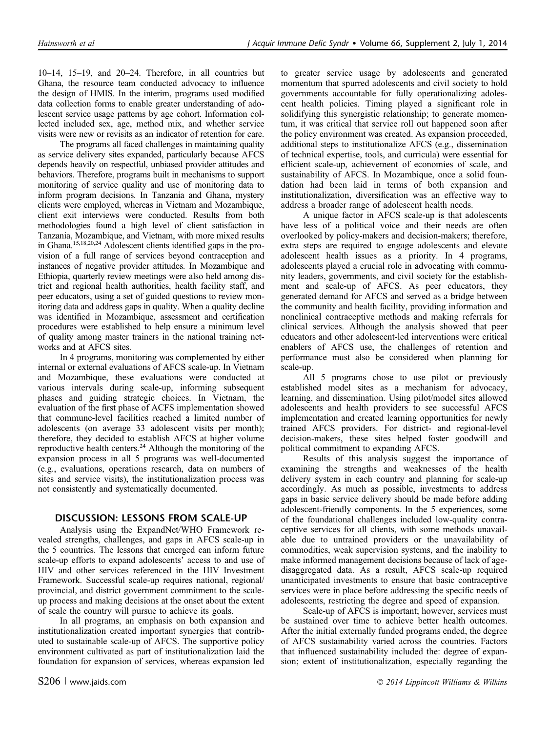10–14, 15–19, and 20–24. Therefore, in all countries but Ghana, the resource team conducted advocacy to influence the design of HMIS. In the interim, programs used modified data collection forms to enable greater understanding of adolescent service usage patterns by age cohort. Information collected included sex, age, method mix, and whether service visits were new or revisits as an indicator of retention for care.

The programs all faced challenges in maintaining quality as service delivery sites expanded, particularly because AFCS depends heavily on respectful, unbiased provider attitudes and behaviors. Therefore, programs built in mechanisms to support monitoring of service quality and use of monitoring data to inform program decisions. In Tanzania and Ghana, mystery clients were employed, whereas in Vietnam and Mozambique, client exit interviews were conducted. Results from both methodologies found a high level of client satisfaction in Tanzania, Mozambique, and Vietnam, with more mixed results in Ghana.[15,18,20,24] Adolescent clients identified gaps in the provision of a full range of services beyond contraception and instances of negative provider attitudes. In Mozambique and Ethiopia, quarterly review meetings were also held among district and regional health authorities, health facility staff, and peer educators, using a set of guided questions to review monitoring data and address gaps in quality. When a quality decline was identified in Mozambique, assessment and certification procedures were established to help ensure a minimum level of quality among master trainers in the national training networks and at AFCS sites.

In 4 programs, monitoring was complemented by either internal or external evaluations of AFCS scale-up. In Vietnam and Mozambique, these evaluations were conducted at various intervals during scale-up, informing subsequent phases and guiding strategic choices. In Vietnam, the evaluation of the first phase of ACFS implementation showed that commune-level facilities reached a limited number of adolescents (on average 33 adolescent visits per month); therefore, they decided to establish AFCS at higher volume reproductive health centers.[24] Although the monitoring of the expansion process in all 5 programs was well-documented (e.g., evaluations, operations research, data on numbers of sites and service visits), the institutionalization process was not consistently and systematically documented.

## DISCUSSION: LESSONS FROM SCALE-UP

Analysis using the ExpandNet/WHO Framework revealed strengths, challenges, and gaps in AFCS scale-up in the 5 countries. The lessons that emerged can inform future scale-up efforts to expand adolescents' access to and use of HIV and other services referenced in the HIV Investment Framework. Successful scale-up requires national, regional/provincial, and district government commitment to the scale-up process and making decisions at the onset about the extent of scale the country will pursue to achieve its goals.

In all programs, an emphasis on both expansion and institutionalization created important synergies that contributed to sustainable scale-up of AFCS. The supportive policy environment cultivated as part of institutionalization laid the foundation for expansion of services, whereas expansion led to greater service usage by adolescents and generated momentum that spurred adolescents and civil society to hold governments accountable for fully operationalizing adolescent health policies. Timing played a significant role in solidifying this synergistic relationship; to generate momentum, it was critical that service roll out happened soon after the policy environment was created. As expansion proceeded, additional steps to institutionalize AFCS (e.g., dissemination of technical expertise, tools, and curricula) were essential for efficient scale-up, achievement of economies of scale, and sustainability of AFCS. In Mozambique, once a solid foundation had been laid in terms of both expansion and institutionalization, diversification was an effective way to address a broader range of adolescent health needs.

A unique factor in AFCS scale-up is that adolescents have less of a political voice and their needs are often overlooked by policy-makers and decision-makers; therefore, extra steps are required to engage adolescents and elevate adolescent health issues as a priority. In 4 programs, adolescents played a crucial role in advocating with community leaders, governments, and civil society for the establishment and scale-up of AFCS. As peer educators, they generated demand for AFCS and served as a bridge between the community and health facility, providing information and nonclinical contraceptive methods and making referrals for clinical services. Although the analysis showed that peer educators and other adolescent-led interventions were critical enablers of AFCS use, the challenges of retention and performance must also be considered when planning for scale-up.

All 5 programs chose to use pilot or previously established model sites as a mechanism for advocacy, learning, and dissemination. Using pilot/model sites allowed adolescents and health providers to see successful AFCS implementation and created learning opportunities for newly trained AFCS providers. For district- and regional-level decision-makers, these sites helped foster goodwill and political commitment to expanding AFCS.

Results of this analysis suggest the importance of examining the strengths and weaknesses of the health delivery system in each country and planning for scale-up accordingly. As much as possible, investments to address gaps in basic service delivery should be made before adding adolescent-friendly components. In the 5 experiences, some of the foundational challenges included low-quality contraceptive services for all clients, with some methods unavailable due to untrained providers or the unavailability of commodities, weak supervision systems, and the inability to make informed management decisions because of lack of age-disaggregated data. As a result, AFCS scale-up required unanticipated investments to ensure that basic contraceptive services were in place before addressing the specific needs of adolescents, restricting the degree and speed of expansion.

Scale-up of AFCS is important; however, services must be sustained over time to achieve better health outcomes. After the initial externally funded programs ended, the degree of AFCS sustainability varied across the countries. Factors that influenced sustainability included the: degree of expansion; extent of institutionalization, especially regarding the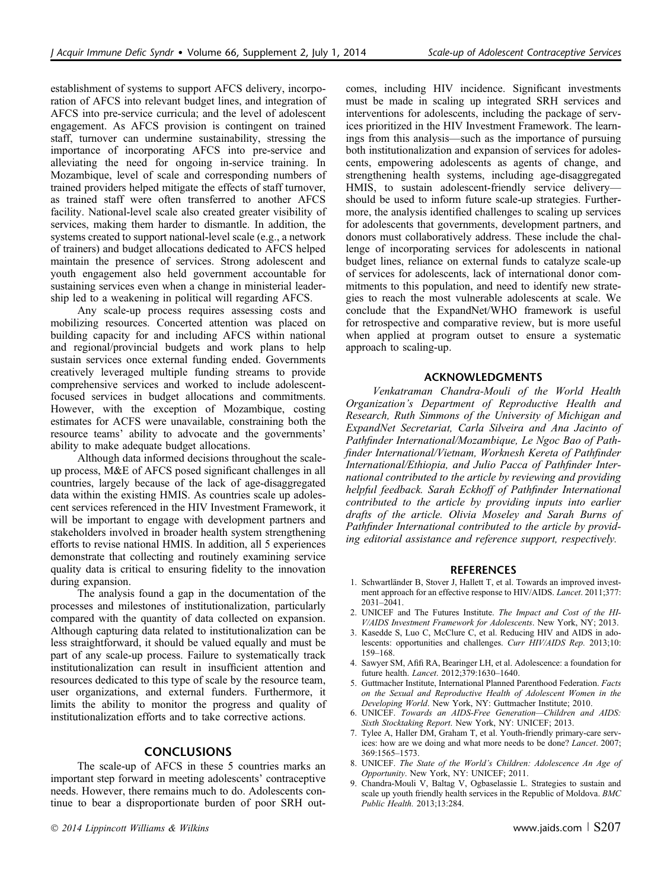establishment of systems to support AFCS delivery, incorporation of AFCS into relevant budget lines, and integration of AFCS into pre-service curricula; and the level of adolescent engagement. As AFCS provision is contingent on trained staff, turnover can undermine sustainability, stressing the importance of incorporating AFCS into pre-service and alleviating the need for ongoing in-service training. In Mozambique, level of scale and corresponding numbers of trained providers helped mitigate the effects of staff turnover, as trained staff were often transferred to another AFCS facility. National-level scale also created greater visibility of services, making them harder to dismantle. In addition, the systems created to support national-level scale (e.g., a network of trainers) and budget allocations dedicated to AFCS helped maintain the presence of services. Strong adolescent and youth engagement also held government accountable for sustaining services even when a change in ministerial leadership led to a weakening in political will regarding AFCS.

Any scale-up process requires assessing costs and mobilizing resources. Concerted attention was placed on building capacity for and including AFCS within national and regional/provincial budgets and work plans to help sustain services once external funding ended. Governments creatively leveraged multiple funding streams to provide comprehensive services and worked to include adolescent-focused services in budget allocations and commitments. However, with the exception of Mozambique, costing estimates for ACFS were unavailable, constraining both the resource teams' ability to advocate and the governments' ability to make adequate budget allocations.

Although data informed decisions throughout the scale-up process, M&E of AFCS posed significant challenges in all countries, largely because of the lack of age-disaggregated data within the existing HMIS. As countries scale up adolescent services referenced in the HIV Investment Framework, it will be important to engage with development partners and stakeholders involved in broader health system strengthening efforts to revise national HMIS. In addition, all 5 experiences demonstrate that collecting and routinely examining service quality data is critical to ensuring fidelity to the innovation during expansion.

The analysis found a gap in the documentation of the processes and milestones of institutionalization, particularly compared with the quantity of data collected on expansion. Although capturing data related to institutionalization can be less straightforward, it should be valued equally and must be part of any scale-up process. Failure to systematically track institutionalization can result in insufficient attention and resources dedicated to this type of scale by the resource team, user organizations, and external funders. Furthermore, it limits the ability to monitor the progress and quality of institutionalization efforts and to take corrective actions.

## CONCLUSIONS

The scale-up of AFCS in these 5 countries marks an important step forward in meeting adolescents' contraceptive needs. However, there remains much to do. Adolescents continue to bear a disproportionate burden of poor SRH outcomes, including HIV incidence. Significant investments must be made in scaling up integrated SRH services and interventions for adolescents, including the package of services prioritized in the HIV Investment Framework. The learnings from this analysis—such as the importance of pursuing both institutionalization and expansion of services for adolescents, empowering adolescents as agents of change, and strengthening health systems, including age-disaggregated HMIS, to sustain adolescent-friendly service delivery—should be used to inform future scale-up strategies. Furthermore, the analysis identified challenges to scaling up services for adolescents that governments, development partners, and donors must collaboratively address. These include the challenge of incorporating services for adolescents in national budget lines, reliance on external funds to catalyze scale-up of services for adolescents, lack of international donor commitments to this population, and need to identify new strategies to reach the most vulnerable adolescents at scale. We conclude that the ExpandNet/WHO framework is useful for retrospective and comparative review, but is more useful when applied at program outset to ensure a systematic approach to scaling-up.

## ACKNOWLEDGMENTS

*Venkatraman Chandra-Mouli of the World Health Organization's Department of Reproductive Health and Research, Ruth Simmons of the University of Michigan and ExpandNet Secretariat, Carla Silveira and Ana Jacinto of Pathfinder International/Mozambique, Le Ngoc Bao of Pathfinder International/Vietnam, Worknesh Kereta of Pathfinder International/Ethiopia, and Julio Pacca of Pathfinder International contributed to the article by reviewing and providing helpful feedback. Sarah Eckhoff of Pathfinder International contributed to the article by providing inputs into earlier drafts of the article. Olivia Moseley and Sarah Burns of Pathfinder International contributed to the article by providing editorial assistance and reference support, respectively.*

## REFERENCES

1. Schwartländer B, Stover J, Hallett T, et al. Towards an improved investment approach for an effective response to HIV/AIDS. *Lancet*. 2011;377:2031–2041.
2. UNICEF and The Futures Institute. *The Impact and Cost of the HIV/AIDS Investment Framework for Adolescents*. New York, NY; 2013.
3. Kasedde S, Luo C, McClure C, et al. Reducing HIV and AIDS in adolescents: opportunities and challenges. *Curr HIV/AIDS Rep*. 2013;10:159–168.
4. Sawyer SM, Afifi RA, Bearinger LH, et al. Adolescence: a foundation for future health. *Lancet*. 2012;379:1630–1640.
5. Guttmacher Institute, International Planned Parenthood Federation. *Facts on the Sexual and Reproductive Health of Adolescent Women in the Developing World*. New York, NY: Guttmacher Institute; 2010.
6. UNICEF. *Towards an AIDS-Free Generation—Children and AIDS: Sixth Stocktaking Report*. New York, NY: UNICEF; 2013.
7. Tylee A, Haller DM, Graham T, et al. Youth-friendly primary-care services: how are we doing and what more needs to be done? *Lancet*. 2007;369:1565–1573.
8. UNICEF. *The State of the World's Children: Adolescence An Age of Opportunity*. New York, NY: UNICEF; 2011.
9. Chandra-Mouli V, Baltag V, Ogbaselassie L. Strategies to sustain and scale up youth friendly health services in the Republic of Moldova. *BMC Public Health*. 2013;13:284.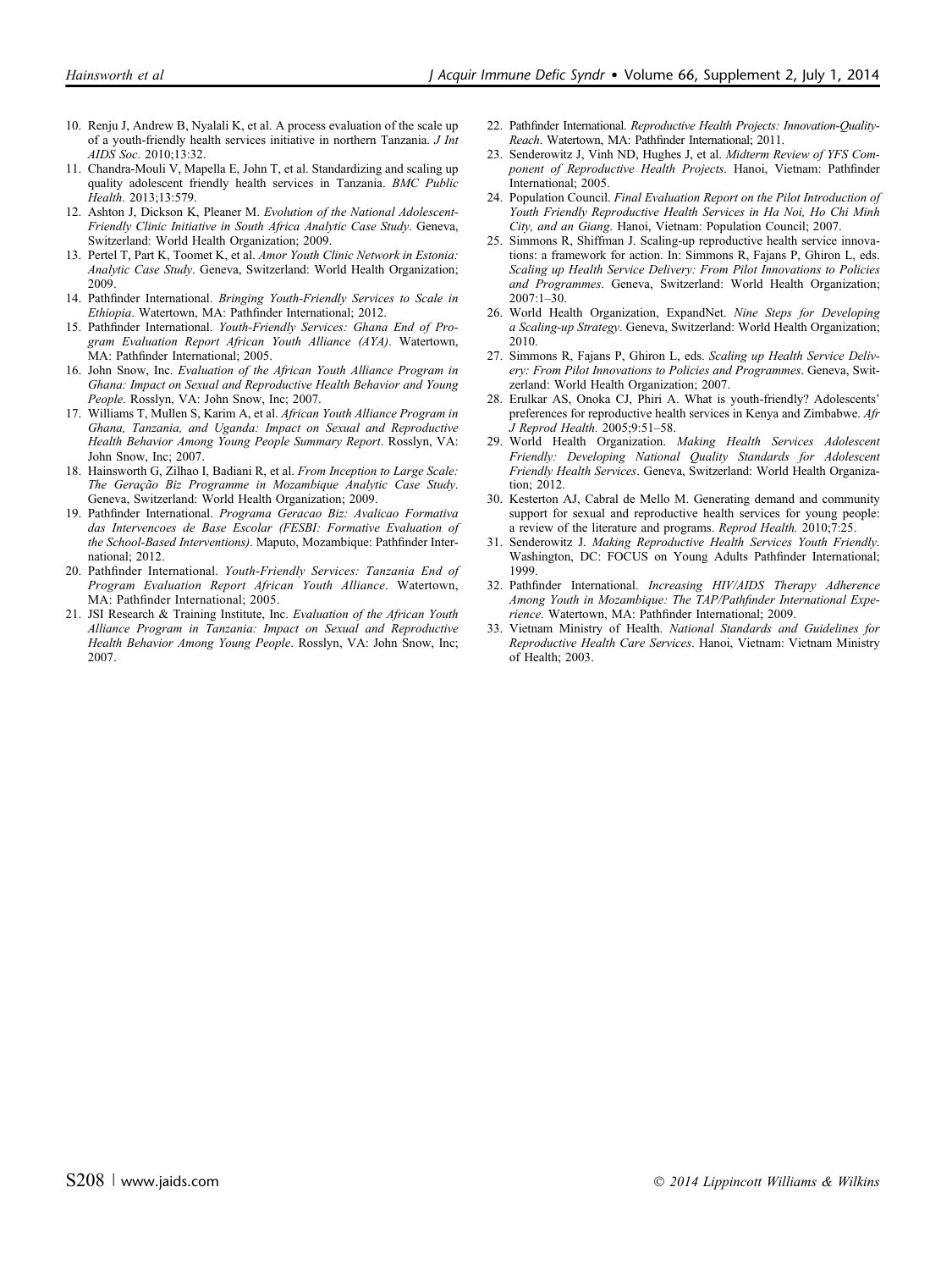10. Renju J, Andrew B, Nyalali K, et al. A process evaluation of the scale up of a youth-friendly health services initiative in northern Tanzania. *J Int AIDS Soc.* 2010;13:32.
11. Chandra-Mouli V, Mapella E, John T, et al. Standardizing and scaling up quality adolescent friendly health services in Tanzania. *BMC Public Health.* 2013;13:579.
12. Ashton J, Dickson K, Pleaner M. *Evolution of the National Adolescent-Friendly Clinic Initiative in South Africa Analytic Case Study*. Geneva, Switzerland: World Health Organization; 2009.
13. Pertel T, Part K, Toomet K, et al. *Amor Youth Clinic Network in Estonia: Analytic Case Study*. Geneva, Switzerland: World Health Organization; 2009.
14. Pathfinder International. *Bringing Youth-Friendly Services to Scale in Ethiopia*. Watertown, MA: Pathfinder International; 2012.
15. Pathfinder International. *Youth-Friendly Services: Ghana End of Program Evaluation Report African Youth Alliance (AYA)*. Watertown, MA: Pathfinder International; 2005.
16. John Snow, Inc. *Evaluation of the African Youth Alliance Program in Ghana: Impact on Sexual and Reproductive Health Behavior and Young People*. Rosslyn, VA: John Snow, Inc; 2007.
17. Williams T, Mullen S, Karim A, et al. *African Youth Alliance Program in Ghana, Tanzania, and Uganda: Impact on Sexual and Reproductive Health Behavior Among Young People Summary Report*. Rosslyn, VA: John Snow, Inc; 2007.
18. Hainsworth G, Zilhao I, Badiani R, et al. *From Inception to Large Scale: The Geração Biz Programme in Mozambique Analytic Case Study*. Geneva, Switzerland: World Health Organization; 2009.
19. Pathfinder International. *Programa Geracao Biz: Avalicao Formativa das Intervencoes de Base Escolar (FESBI: Formative Evaluation of the School-Based Interventions)*. Maputo, Mozambique: Pathfinder International; 2012.
20. Pathfinder International. *Youth-Friendly Services: Tanzania End of Program Evaluation Report African Youth Alliance*. Watertown, MA: Pathfinder International; 2005.
21. JSI Research & Training Institute, Inc. *Evaluation of the African Youth Alliance Program in Tanzania: Impact on Sexual and Reproductive Health Behavior Among Young People*. Rosslyn, VA: John Snow, Inc; 2007.
22. Pathfinder International. *Reproductive Health Projects: Innovation-Quality-Reach*. Watertown, MA: Pathfinder International; 2011.
23. Senderowitz J, Vinh ND, Hughes J, et al. *Midterm Review of YFS Component of Reproductive Health Projects*. Hanoi, Vietnam: Pathfinder International; 2005.
24. Population Council. *Final Evaluation Report on the Pilot Introduction of Youth Friendly Reproductive Health Services in Ha Noi, Ho Chi Minh City, and an Giang*. Hanoi, Vietnam: Population Council; 2007.
25. Simmons R, Shiffman J. Scaling-up reproductive health service innovations: a framework for action. In: Simmons R, Fajans P, Ghiron L, eds. *Scaling up Health Service Delivery: From Pilot Innovations to Policies and Programmes*. Geneva, Switzerland: World Health Organization; 2007:1–30.
26. World Health Organization, ExpandNet. *Nine Steps for Developing a Scaling-up Strategy*. Geneva, Switzerland: World Health Organization; 2010.
27. Simmons R, Fajans P, Ghiron L, eds. *Scaling up Health Service Delivery: From Pilot Innovations to Policies and Programmes*. Geneva, Switzerland: World Health Organization; 2007.
28. Erulkar AS, Onoka CJ, Phiri A. What is youth-friendly? Adolescents' preferences for reproductive health services in Kenya and Zimbabwe. *Afr J Reprod Health.* 2005;9:51–58.
29. World Health Organization. *Making Health Services Adolescent Friendly: Developing National Quality Standards for Adolescent Friendly Health Services*. Geneva, Switzerland: World Health Organization; 2012.
30. Kesterton AJ, Cabral de Mello M. Generating demand and community support for sexual and reproductive health services for young people: a review of the literature and programs. *Reprod Health.* 2010;7:25.
31. Senderowitz J. *Making Reproductive Health Services Youth Friendly*. Washington, DC: FOCUS on Young Adults Pathfinder International; 1999.
32. Pathfinder International. *Increasing HIV/AIDS Therapy Adherence Among Youth in Mozambique: The TAP/Pathfinder International Experience*. Watertown, MA: Pathfinder International; 2009.
33. Vietnam Ministry of Health. *National Standards and Guidelines for Reproductive Health Care Services*. Hanoi, Vietnam: Vietnam Ministry of Health; 2003.